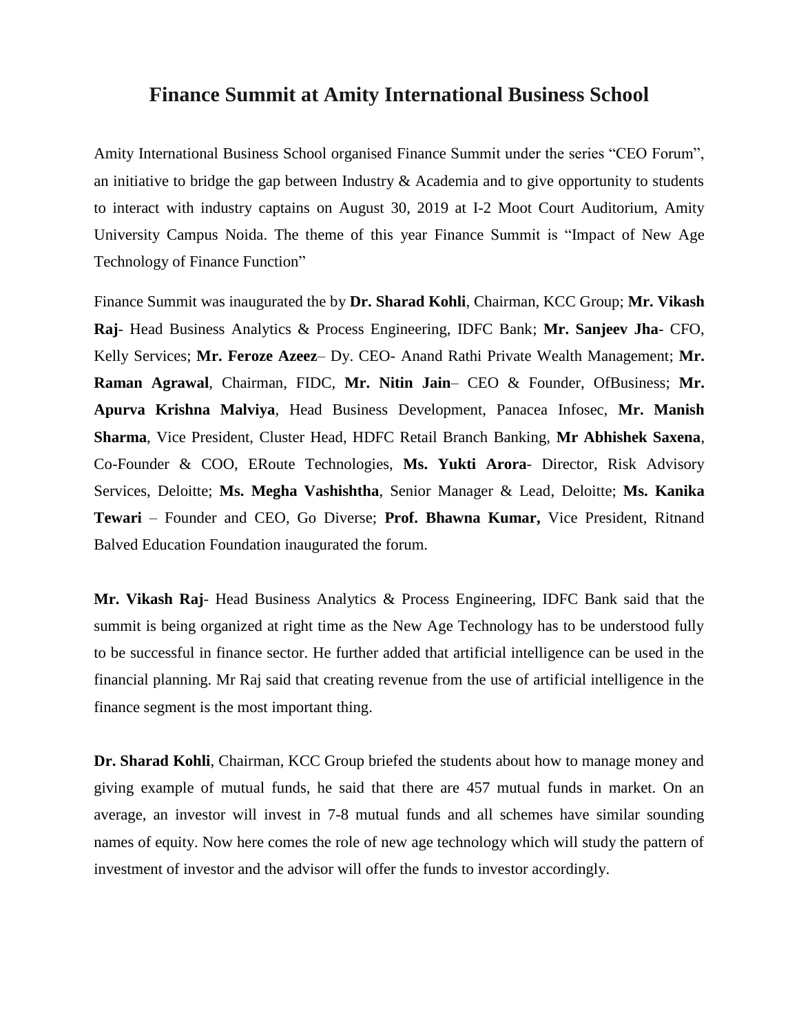# Finance Summit at Amity International Business School

Amity International Business School organised Finance Summit under the series "CEO Forum", an initiative to bridge the gap between Industry & Academia and to give opportunity to students to interact with industry captains on August 30, 2019 at I-2 Moot Court Auditorium, Amity University Campus Noida. The theme of this year Finance Summit is "Impact of New Age Technology of Finance Function"

Finance Summit was inaugurated the by **Dr. Sharad Kohli**, Chairman, KCC Group; **Mr. Vikash Raj**- Head Business Analytics & Process Engineering, IDFC Bank; **Mr. Sanjeev Jha**- CFO, Kelly Services; **Mr. Feroze Azeez**– Dy. CEO- Anand Rathi Private Wealth Management; **Mr. Raman Agrawal**, Chairman, FIDC, **Mr. Nitin Jain**– CEO & Founder, OfBusiness; **Mr. Apurva Krishna Malviya**, Head Business Development, Panacea Infosec, **Mr. Manish Sharma**, Vice President, Cluster Head, HDFC Retail Branch Banking, **Mr Abhishek Saxena**, Co-Founder & COO, ERoute Technologies, **Ms. Yukti Arora**- Director, Risk Advisory Services, Deloitte; **Ms. Megha Vashishtha**, Senior Manager & Lead, Deloitte; **Ms. Kanika Tewari** – Founder and CEO, Go Diverse; **Prof. Bhawna Kumar,** Vice President, Ritnand Balved Education Foundation inaugurated the forum.

**Mr. Vikash Raj**- Head Business Analytics & Process Engineering, IDFC Bank said that the summit is being organized at right time as the New Age Technology has to be understood fully to be successful in finance sector. He further added that artificial intelligence can be used in the financial planning. Mr Raj said that creating revenue from the use of artificial intelligence in the finance segment is the most important thing.

**Dr. Sharad Kohli**, Chairman, KCC Group briefed the students about how to manage money and giving example of mutual funds, he said that there are 457 mutual funds in market. On an average, an investor will invest in 7-8 mutual funds and all schemes have similar sounding names of equity. Now here comes the role of new age technology which will study the pattern of investment of investor and the advisor will offer the funds to investor accordingly.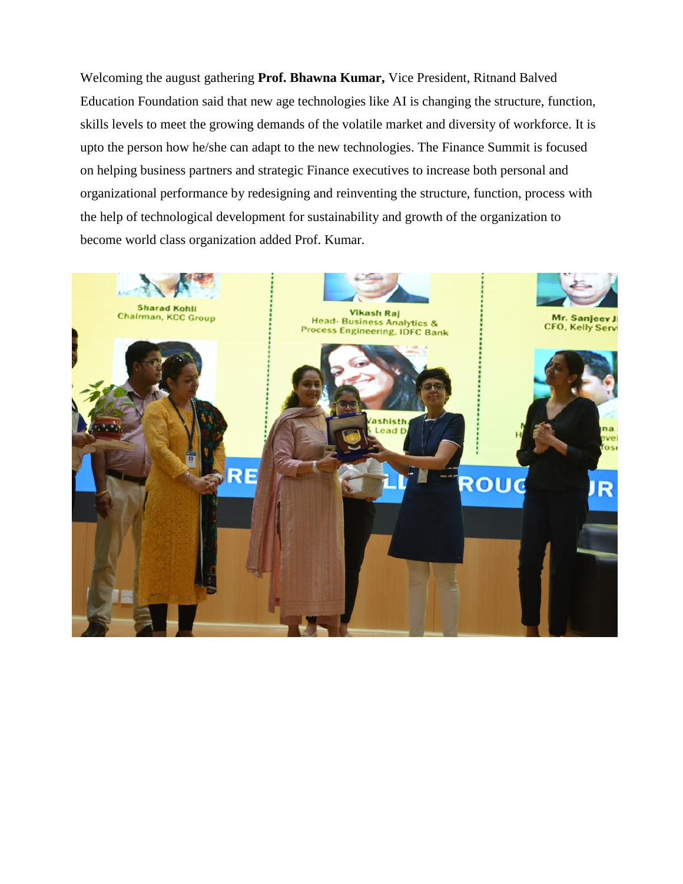Welcoming the august gathering **Prof. Bhawna Kumar,** Vice President, Ritnand Balved Education Foundation said that new age technologies like AI is changing the structure, function, skills levels to meet the growing demands of the volatile market and diversity of workforce. It is upto the person how he/she can adapt to the new technologies. The Finance Summit is focused on helping business partners and strategic Finance executives to increase both personal and organizational performance by redesigning and reinventing the structure, function, process with the help of technological development for sustainability and growth of the organization to become world class organization added Prof. Kumar.